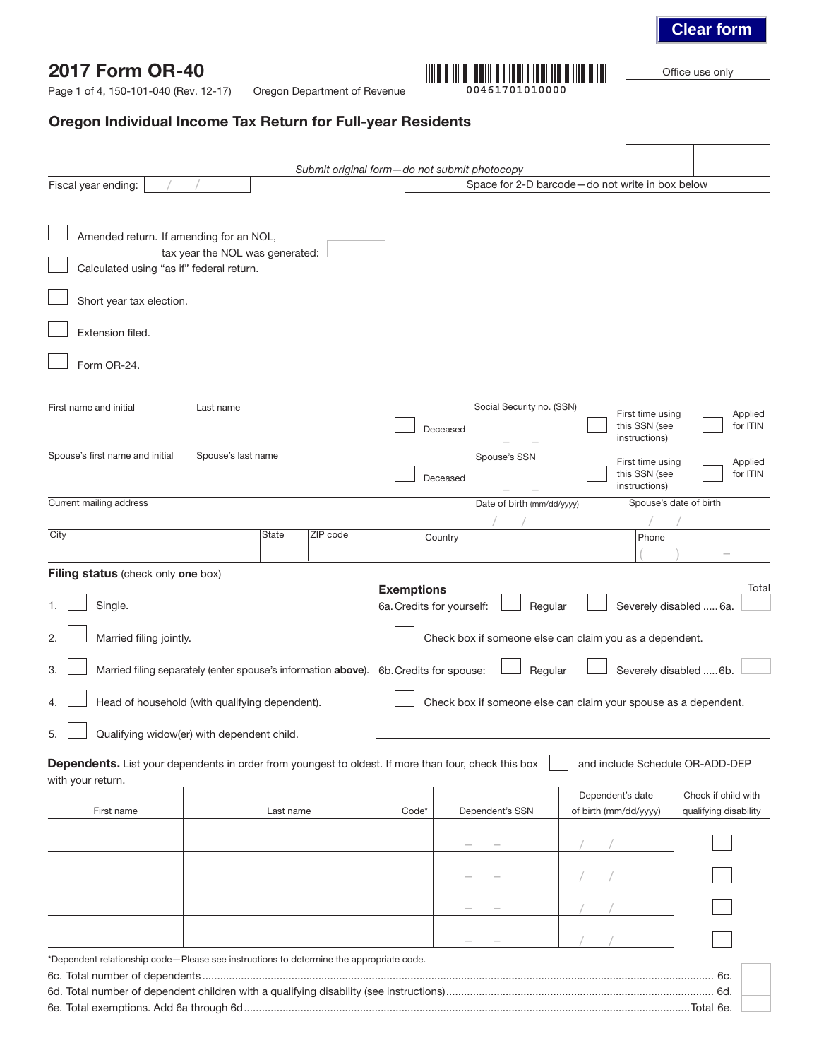Clear form

# 2017 Form OR-40

Page 1 of 4, 150-101-040 (Rev. 12-17) Oregon Department of Revenue

00461701010000

Office use only

## Oregon Individual Income Tax Return for Full-year Residents

*Submit original form—do not submit photocopy*

Fiscal year ending: / /

Space for 2-D barcode—do not write in box below

- ☐ Amended return. If amending for an NOL, tax year the NOL was generated:
- ☐ Calculated using "as if" federal return.
- ☐ Short year tax election.
- ☐ Extension filed.
- ☐ Form OR-24.

| First name and initial | Last name | ☐ Deceased | Social Security no. (SSN) – – | ☐ First time using this SSN (see instructions) | ☐ Applied for ITIN |
|---|---|---|---|---|---|
| Spouse's first name and initial | Spouse's last name | ☐ Deceased | Spouse's SSN – – | ☐ First time using this SSN (see instructions) | ☐ Applied for ITIN |

| Current mailing address | | | Date of birth (mm/dd/yyyy) / / | Spouse's date of birth / / |
|---|---|---|---|---|
| City | State | ZIP code | Country | Phone ( ) – |

**Filing status** (check only **one** box)

1. ☐ Single.
2. ☐ Married filing jointly.
3. ☐ Married filing separately (enter spouse's information **above**).
4. ☐ Head of household (with qualifying dependent).
5. ☐ Qualifying widow(er) with dependent child.

**Exemptions** Total

6a. Credits for yourself: ☐ Regular ☐ Severely disabled ..... 6a.

☐ Check box if someone else can claim you as a dependent.

6b. Credits for spouse: ☐ Regular ☐ Severely disabled ..... 6b.

☐ Check box if someone else can claim your spouse as a dependent.

**Dependents.** List your dependents in order from youngest to oldest. If more than four, check this box ☐ and include Schedule OR-ADD-DEP with your return.

| First name | Last name | Code* | Dependent's SSN | Dependent's date of birth (mm/dd/yyyy) | Check if child with qualifying disability |
|---|---|---|---|---|---|
| | | | – – | / / | ☐ |
| | | | – – | / / | ☐ |
| | | | – – | / / | ☐ |
| | | | – – | / / | ☐ |

*Dependent relationship code—Please see instructions to determine the appropriate code.

6c. Total number of dependents ........ 6c.

6d. Total number of dependent children with a qualifying disability (see instructions) ........ 6d.

6e. Total exemptions. Add 6a through 6d ........ Total 6e.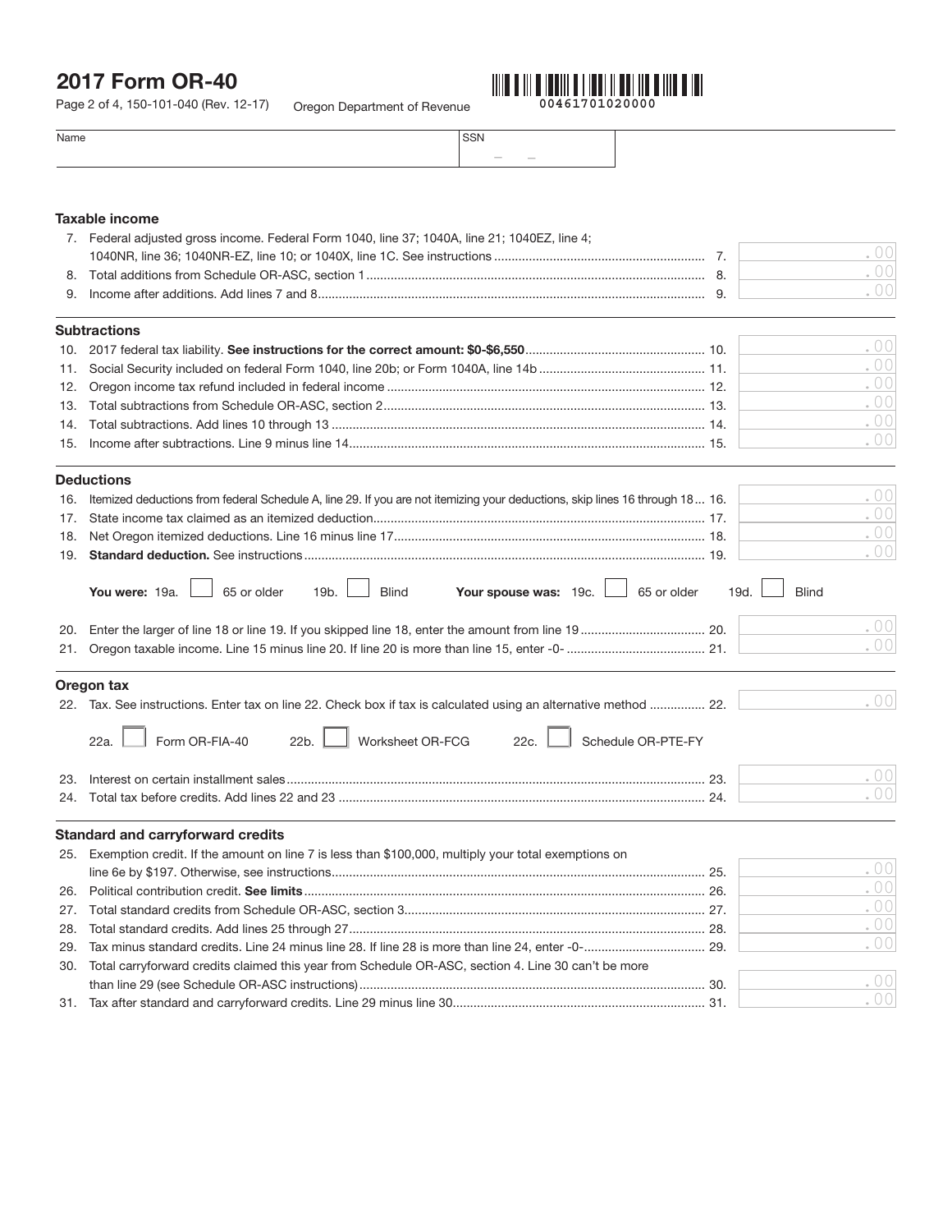# 2017 Form OR-40

Page 2 of 4, 150-101-040 (Rev. 12-17) Oregon Department of Revenue

00461701020000

Name | SSN

## Taxable income

7. Federal adjusted gross income. Federal Form 1040, line 37; 1040A, line 21; 1040EZ, line 4; 1040NR, line 36; 1040NR-EZ, line 10; or 1040X, line 1C. See instructions ........ 7. .00
8. Total additions from Schedule OR-ASC, section 1 ........ 8. .00
9. Income after additions. Add lines 7 and 8 ........ 9. .00

## Subtractions

10. 2017 federal tax liability. **See instructions for the correct amount: $0-$6,550** ........ 10. .00
11. Social Security included on federal Form 1040, line 20b; or Form 1040A, line 14b ........ 11. .00
12. Oregon income tax refund included in federal income ........ 12. .00
13. Total subtractions from Schedule OR-ASC, section 2 ........ 13. .00
14. Total subtractions. Add lines 10 through 13 ........ 14. .00
15. Income after subtractions. Line 9 minus line 14 ........ 15. .00

## Deductions

16. Itemized deductions from federal Schedule A, line 29. If you are not itemizing your deductions, skip lines 16 through 18 ... 16. .00
17. State income tax claimed as an itemized deduction ........ 17. .00
18. Net Oregon itemized deductions. Line 16 minus line 17 ........ 18. .00
19. **Standard deduction.** See instructions ........ 19. .00

**You were:** 19a. ☐ 65 or older 19b. ☐ Blind **Your spouse was:** 19c. ☐ 65 or older 19d. ☐ Blind

20. Enter the larger of line 18 or line 19. If you skipped line 18, enter the amount from line 19 ........ 20. .00
21. Oregon taxable income. Line 15 minus line 20. If line 20 is more than line 15, enter -0- ........ 21. .00

## Oregon tax

22. Tax. See instructions. Enter tax on line 22. Check box if tax is calculated using an alternative method ........ 22. .00

22a. ☐ Form OR-FIA-40 22b. ☐ Worksheet OR-FCG 22c. ☐ Schedule OR-PTE-FY

23. Interest on certain installment sales ........ 23. .00
24. Total tax before credits. Add lines 22 and 23 ........ 24. .00

## Standard and carryforward credits

25. Exemption credit. If the amount on line 7 is less than $100,000, multiply your total exemptions on line 6e by $197. Otherwise, see instructions ........ 25. .00
26. Political contribution credit. **See limits** ........ 26. .00
27. Total standard credits from Schedule OR-ASC, section 3 ........ 27. .00
28. Total standard credits. Add lines 25 through 27 ........ 28. .00
29. Tax minus standard credits. Line 24 minus line 28. If line 28 is more than line 24, enter -0- ........ 29. .00
30. Total carryforward credits claimed this year from Schedule OR-ASC, section 4. Line 30 can't be more than line 29 (see Schedule OR-ASC instructions) ........ 30. .00
31. Tax after standard and carryforward credits. Line 29 minus line 30 ........ 31. .00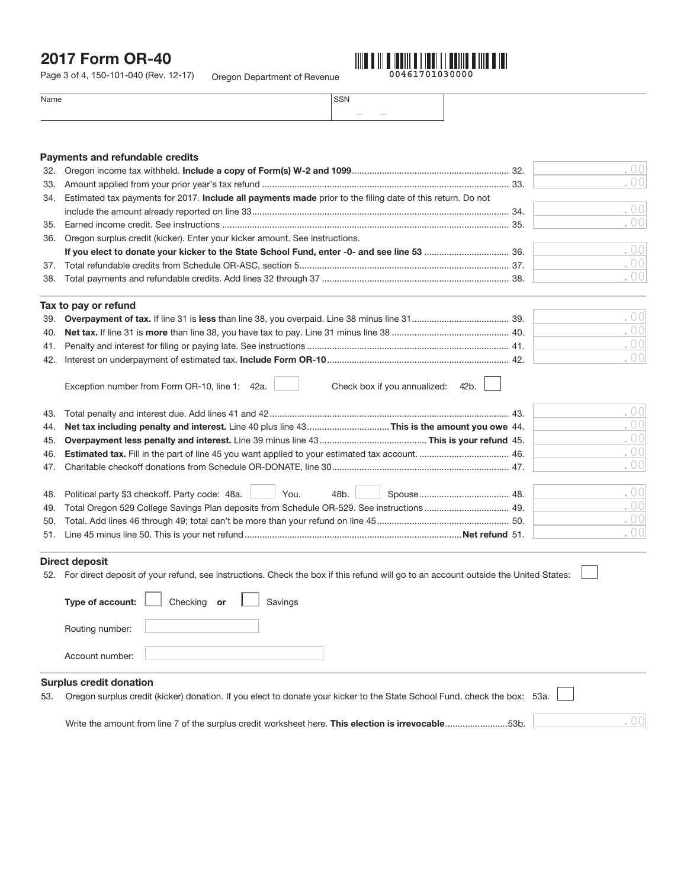# 2017 Form OR-40

Page 3 of 4, 150-101-040 (Rev. 12-17) Oregon Department of Revenue

00461701030000

Name | SSN

## Payments and refundable credits

32. Oregon income tax withheld. **Include a copy of Form(s) W-2 and 1099** ........ 32. .00
33. Amount applied from your prior year's tax refund ........ 33. .00
34. Estimated tax payments for 2017. **Include all payments made** prior to the filing date of this return. Do not include the amount already reported on line 33 ........ 34. .00
35. Earned income credit. See instructions ........ 35. .00
36. Oregon surplus credit (kicker). Enter your kicker amount. See instructions. **If you elect to donate your kicker to the State School Fund, enter -0- and see line 53** ........ 36. .00
37. Total refundable credits from Schedule OR-ASC, section 5 ........ 37. .00
38. Total payments and refundable credits. Add lines 32 through 37 ........ 38. .00

## Tax to pay or refund

39. **Overpayment of tax.** If line 31 is **less** than line 38, you overpaid. Line 38 minus line 31 ........ 39. .00
40. **Net tax.** If line 31 is **more** than line 38, you have tax to pay. Line 31 minus line 38 ........ 40. .00
41. Penalty and interest for filing or paying late. See instructions ........ 41. .00
42. Interest on underpayment of estimated tax. **Include Form OR-10** ........ 42. .00

    Exception number from Form OR-10, line 1: 42a. ☐ Check box if you annualized: 42b. ☐

43. Total penalty and interest due. Add lines 41 and 42 ........ 43. .00
44. **Net tax including penalty and interest.** Line 40 plus line 43 ........ **This is the amount you owe** 44. .00
45. **Overpayment less penalty and interest.** Line 39 minus line 43 ........ **This is your refund** 45. .00
46. **Estimated tax.** Fill in the part of line 45 you want applied to your estimated tax account. ........ 46. .00
47. Charitable checkoff donations from Schedule OR-DONATE, line 30 ........ 47. .00
48. Political party $3 checkoff. Party code: 48a. ☐ You. 48b. ☐ Spouse ........ 48. .00
49. Total Oregon 529 College Savings Plan deposits from Schedule OR-529. See instructions ........ 49. .00
50. Total. Add lines 46 through 49; total can't be more than your refund on line 45 ........ 50. .00
51. Line 45 minus line 50. This is your net refund ........ **Net refund** 51. .00

## Direct deposit

52. For direct deposit of your refund, see instructions. Check the box if this refund will go to an account outside the United States: ☐

    **Type of account:** ☐ Checking **or** ☐ Savings

    Routing number:

    Account number:

## Surplus credit donation

53. Oregon surplus credit (kicker) donation. If you elect to donate your kicker to the State School Fund, check the box: 53a. ☐

    Write the amount from line 7 of the surplus credit worksheet here. **This election is irrevocable** ........ 53b. .00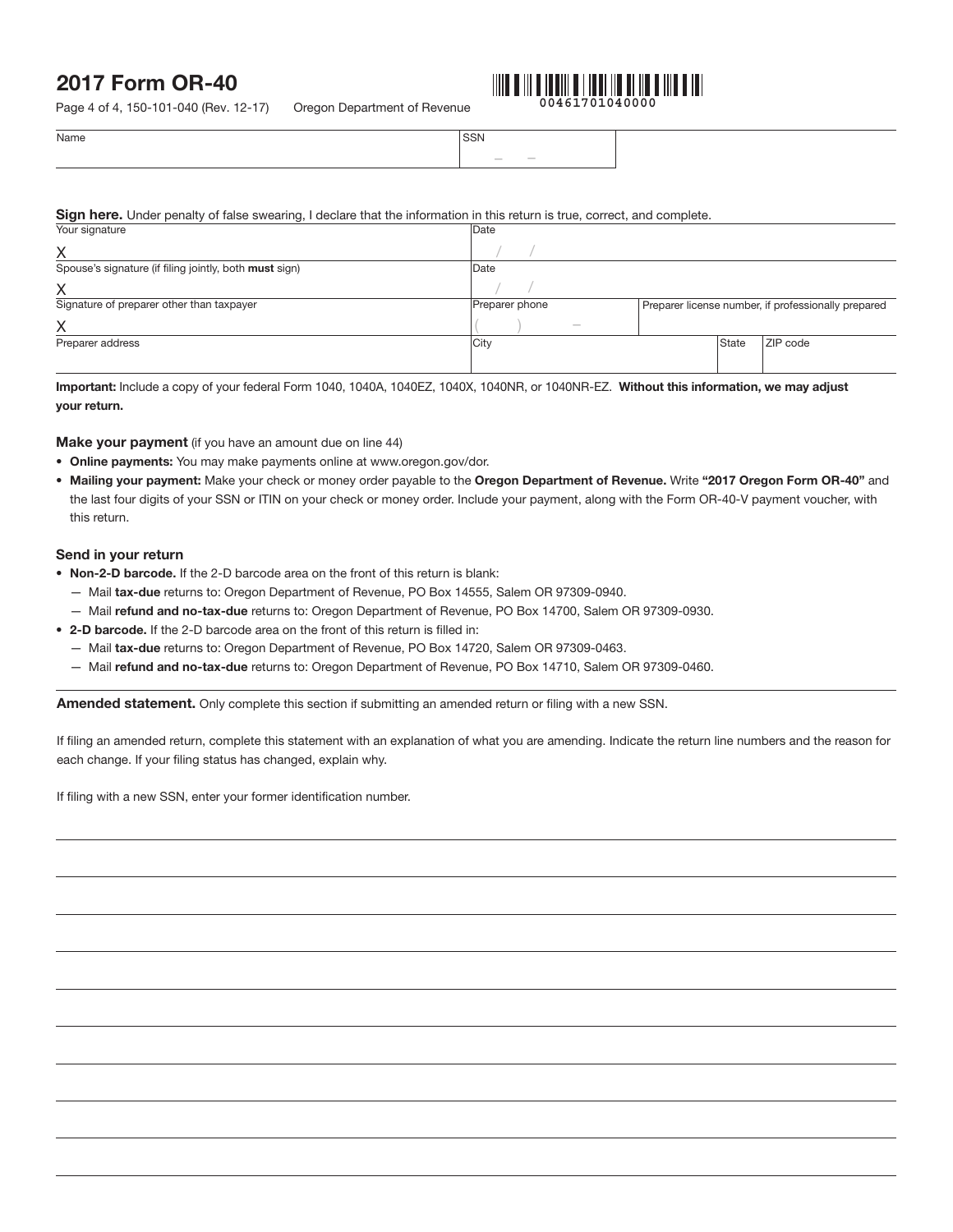# 2017 Form OR-40

Page 4 of 4, 150-101-040 (Rev. 12-17) Oregon Department of Revenue

00461701040000

| Name | SSN |
|---|---|
| | – – |

**Sign here.** Under penalty of false swearing, I declare that the information in this return is true, correct, and complete.

| Your signature | Date | | | |
|---|---|---|---|---|
| X | / / | | | |
| Spouse's signature (if filing jointly, both **must** sign) | Date | | | |
| X | / / | | | |
| Signature of preparer other than taxpayer | Preparer phone | Preparer license number, if professionally prepared | | |
| X | ( ) – | | | |
| Preparer address | City | | State | ZIP code |
| | | | | |

**Important:** Include a copy of your federal Form 1040, 1040A, 1040EZ, 1040X, 1040NR, or 1040NR-EZ. **Without this information, we may adjust your return.**

**Make your payment** (if you have an amount due on line 44)

- **Online payments:** You may make payments online at www.oregon.gov/dor.
- **Mailing your payment:** Make your check or money order payable to the **Oregon Department of Revenue.** Write **"2017 Oregon Form OR-40"** and the last four digits of your SSN or ITIN on your check or money order. Include your payment, along with the Form OR-40-V payment voucher, with this return.

**Send in your return**

- **Non-2-D barcode.** If the 2-D barcode area on the front of this return is blank:
  - — Mail **tax-due** returns to: Oregon Department of Revenue, PO Box 14555, Salem OR 97309-0940.
  - — Mail **refund and no-tax-due** returns to: Oregon Department of Revenue, PO Box 14700, Salem OR 97309-0930.
- **2-D barcode.** If the 2-D barcode area on the front of this return is filled in:
  - — Mail **tax-due** returns to: Oregon Department of Revenue, PO Box 14720, Salem OR 97309-0463.
  - — Mail **refund and no-tax-due** returns to: Oregon Department of Revenue, PO Box 14710, Salem OR 97309-0460.

**Amended statement.** Only complete this section if submitting an amended return or filing with a new SSN.

If filing an amended return, complete this statement with an explanation of what you are amending. Indicate the return line numbers and the reason for each change. If your filing status has changed, explain why.

If filing with a new SSN, enter your former identification number.